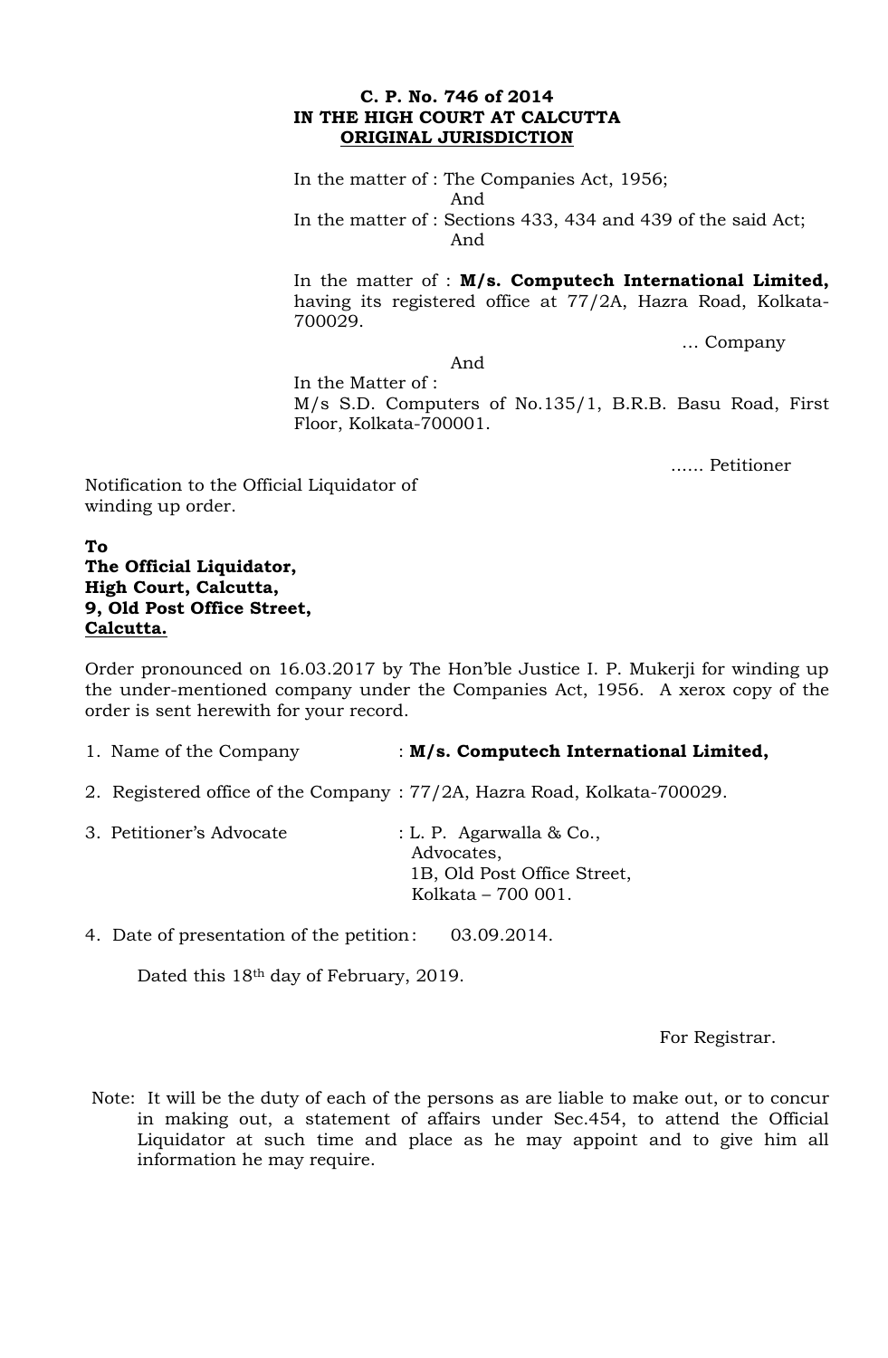**C. P. No. 746 of 2014**
**IN THE HIGH COURT AT CALCUTTA**
**ORIGINAL JURISDICTION**

In the matter of : The Companies Act, 1956;
And
In the matter of : Sections 433, 434 and 439 of the said Act;
And

In the matter of : **M/s. Computech International Limited,** having its registered office at 77/2A, Hazra Road, Kolkata-700029.

… Company

And

In the Matter of :
M/s S.D. Computers of No.135/1, B.R.B. Basu Road, First Floor, Kolkata-700001.

...... Petitioner

Notification to the Official Liquidator of winding up order.

**To**
**The Official Liquidator,**
**High Court, Calcutta,**
**9, Old Post Office Street,**
**Calcutta.**

Order pronounced on 16.03.2017 by The Hon'ble Justice I. P. Mukerji for winding up the under-mentioned company under the Companies Act, 1956. A xerox copy of the order is sent herewith for your record.

1. Name of the Company : **M/s. Computech International Limited,**
2. Registered office of the Company : 77/2A, Hazra Road, Kolkata-700029.
3. Petitioner's Advocate : L. P. Agarwalla & Co., Advocates, 1B, Old Post Office Street, Kolkata – 700 001.
4. Date of presentation of the petition : 03.09.2014.

Dated this 18th day of February, 2019.

For Registrar.

Note: It will be the duty of each of the persons as are liable to make out, or to concur in making out, a statement of affairs under Sec.454, to attend the Official Liquidator at such time and place as he may appoint and to give him all information he may require.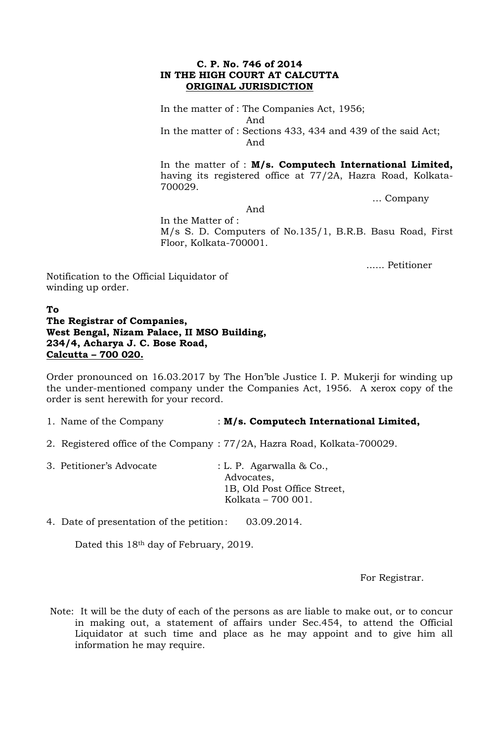**C. P. No. 746 of 2014**
**IN THE HIGH COURT AT CALCUTTA**
**ORIGINAL JURISDICTION**

In the matter of : The Companies Act, 1956;

And

In the matter of : Sections 433, 434 and 439 of the said Act;

And

In the matter of : **M/s. Computech International Limited,** having its registered office at 77/2A, Hazra Road, Kolkata-700029.

... Company

And

In the Matter of :
M/s S. D. Computers of No.135/1, B.R.B. Basu Road, First Floor, Kolkata-700001.

...... Petitioner

Notification to the Official Liquidator of winding up order.

**To**
**The Registrar of Companies,**
**West Bengal, Nizam Palace, II MSO Building,**
**234/4, Acharya J. C. Bose Road,**
**Calcutta – 700 020.**

Order pronounced on 16.03.2017 by The Hon'ble Justice I. P. Mukerji for winding up the under-mentioned company under the Companies Act, 1956. A xerox copy of the order is sent herewith for your record.

1. Name of the Company : **M/s. Computech International Limited,**
2. Registered office of the Company : 77/2A, Hazra Road, Kolkata-700029.
3. Petitioner's Advocate : L. P. Agarwalla & Co., Advocates, 1B, Old Post Office Street, Kolkata – 700 001.
4. Date of presentation of the petition : 03.09.2014.

Dated this 18th day of February, 2019.

For Registrar.

Note: It will be the duty of each of the persons as are liable to make out, or to concur in making out, a statement of affairs under Sec.454, to attend the Official Liquidator at such time and place as he may appoint and to give him all information he may require.